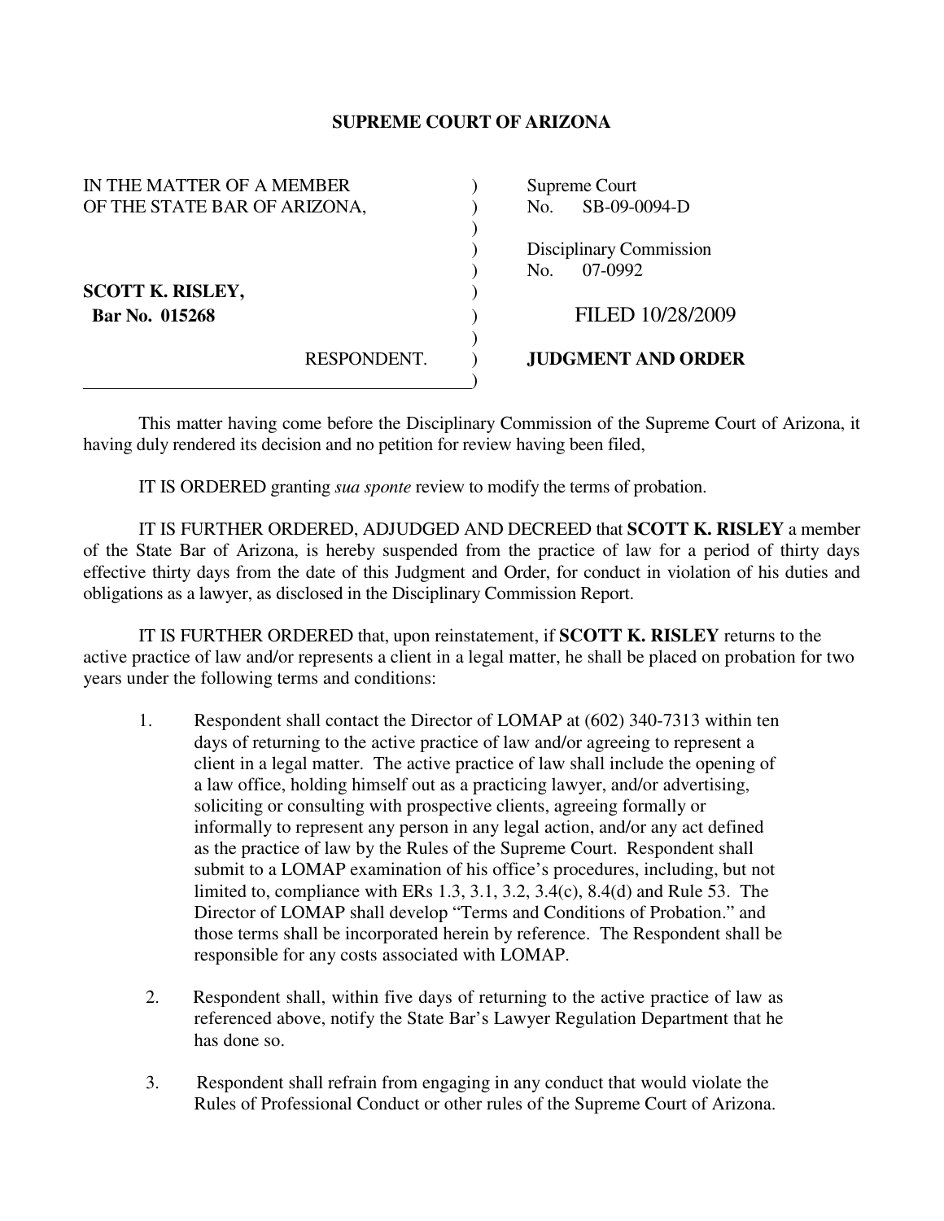# SUPREME COURT OF ARIZONA

| | |
|---|---|
| IN THE MATTER OF A MEMBER OF THE STATE BAR OF ARIZONA, | Supreme Court No. SB-09-0094-D |
| | Disciplinary Commission No. 07-0992 |
| **SCOTT K. RISLEY,** **Bar No. 015268** | FILED 10/28/2009 |
| RESPONDENT. | **JUDGMENT AND ORDER** |

This matter having come before the Disciplinary Commission of the Supreme Court of Arizona, it having duly rendered its decision and no petition for review having been filed,

IT IS ORDERED granting *sua sponte* review to modify the terms of probation.

IT IS FURTHER ORDERED, ADJUDGED AND DECREED that **SCOTT K. RISLEY** a member of the State Bar of Arizona, is hereby suspended from the practice of law for a period of thirty days effective thirty days from the date of this Judgment and Order, for conduct in violation of his duties and obligations as a lawyer, as disclosed in the Disciplinary Commission Report.

IT IS FURTHER ORDERED that, upon reinstatement, if **SCOTT K. RISLEY** returns to the active practice of law and/or represents a client in a legal matter, he shall be placed on probation for two years under the following terms and conditions:

1. Respondent shall contact the Director of LOMAP at (602) 340-7313 within ten days of returning to the active practice of law and/or agreeing to represent a client in a legal matter. The active practice of law shall include the opening of a law office, holding himself out as a practicing lawyer, and/or advertising, soliciting or consulting with prospective clients, agreeing formally or informally to represent any person in any legal action, and/or any act defined as the practice of law by the Rules of the Supreme Court. Respondent shall submit to a LOMAP examination of his office's procedures, including, but not limited to, compliance with ERs 1.3, 3.1, 3.2, 3.4(c), 8.4(d) and Rule 53. The Director of LOMAP shall develop "Terms and Conditions of Probation." and those terms shall be incorporated herein by reference. The Respondent shall be responsible for any costs associated with LOMAP.

2. Respondent shall, within five days of returning to the active practice of law as referenced above, notify the State Bar's Lawyer Regulation Department that he has done so.

3. Respondent shall refrain from engaging in any conduct that would violate the Rules of Professional Conduct or other rules of the Supreme Court of Arizona.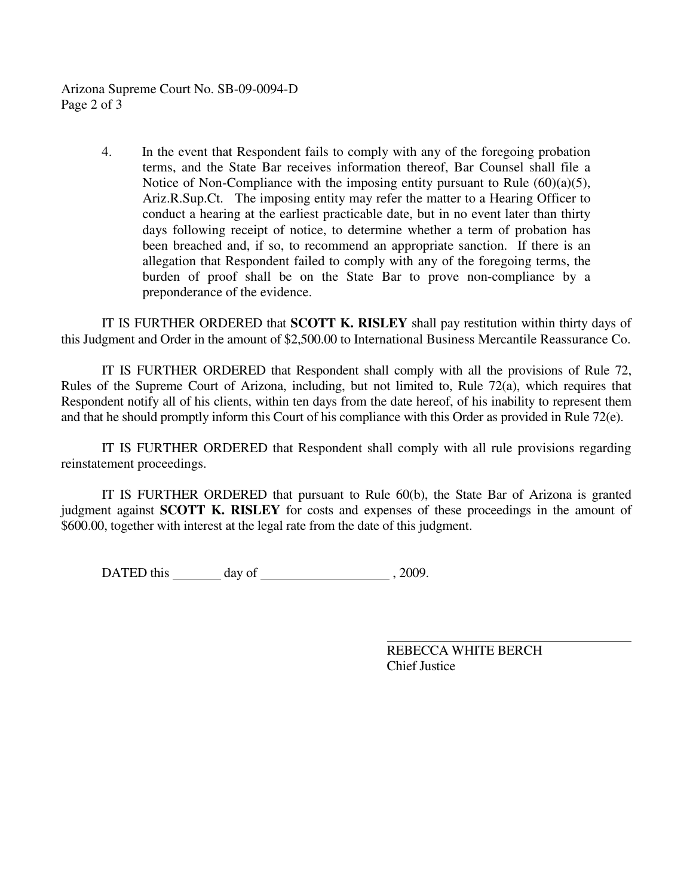4. In the event that Respondent fails to comply with any of the foregoing probation terms, and the State Bar receives information thereof, Bar Counsel shall file a Notice of Non-Compliance with the imposing entity pursuant to Rule (60)(a)(5), Ariz.R.Sup.Ct. The imposing entity may refer the matter to a Hearing Officer to conduct a hearing at the earliest practicable date, but in no event later than thirty days following receipt of notice, to determine whether a term of probation has been breached and, if so, to recommend an appropriate sanction. If there is an allegation that Respondent failed to comply with any of the foregoing terms, the burden of proof shall be on the State Bar to prove non-compliance by a preponderance of the evidence.

IT IS FURTHER ORDERED that **SCOTT K. RISLEY** shall pay restitution within thirty days of this Judgment and Order in the amount of $2,500.00 to International Business Mercantile Reassurance Co.

IT IS FURTHER ORDERED that Respondent shall comply with all the provisions of Rule 72, Rules of the Supreme Court of Arizona, including, but not limited to, Rule 72(a), which requires that Respondent notify all of his clients, within ten days from the date hereof, of his inability to represent them and that he should promptly inform this Court of his compliance with this Order as provided in Rule 72(e).

IT IS FURTHER ORDERED that Respondent shall comply with all rule provisions regarding reinstatement proceedings.

IT IS FURTHER ORDERED that pursuant to Rule 60(b), the State Bar of Arizona is granted judgment against **SCOTT K. RISLEY** for costs and expenses of these proceedings in the amount of $600.00, together with interest at the legal rate from the date of this judgment.

DATED this _______ day of ___________________ , 2009.

REBECCA WHITE BERCH
Chief Justice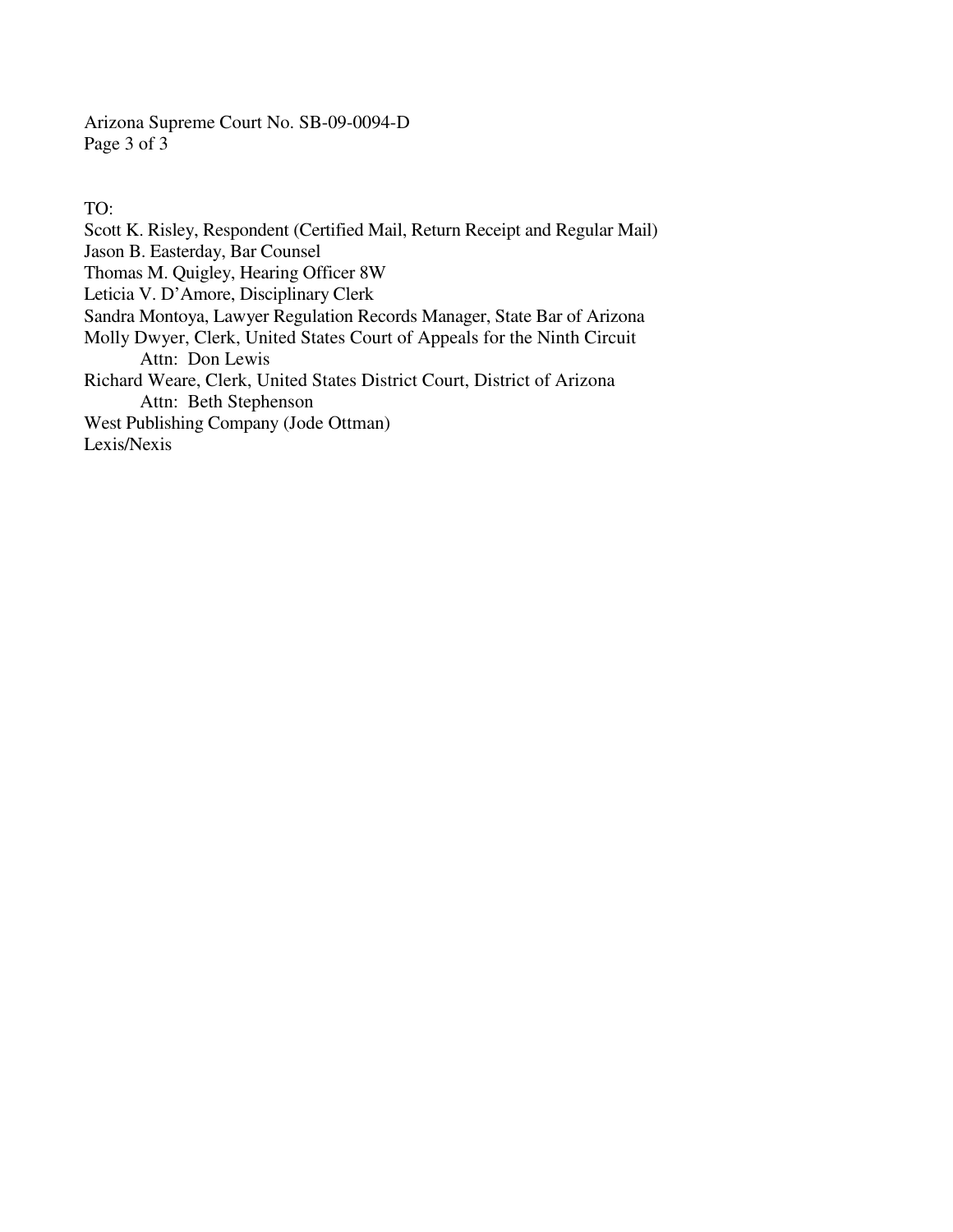TO:

Scott K. Risley, Respondent (Certified Mail, Return Receipt and Regular Mail)
Jason B. Easterday, Bar Counsel
Thomas M. Quigley, Hearing Officer 8W
Leticia V. D'Amore, Disciplinary Clerk
Sandra Montoya, Lawyer Regulation Records Manager, State Bar of Arizona
Molly Dwyer, Clerk, United States Court of Appeals for the Ninth Circuit
    Attn: Don Lewis
Richard Weare, Clerk, United States District Court, District of Arizona
    Attn: Beth Stephenson
West Publishing Company (Jode Ottman)
Lexis/Nexis